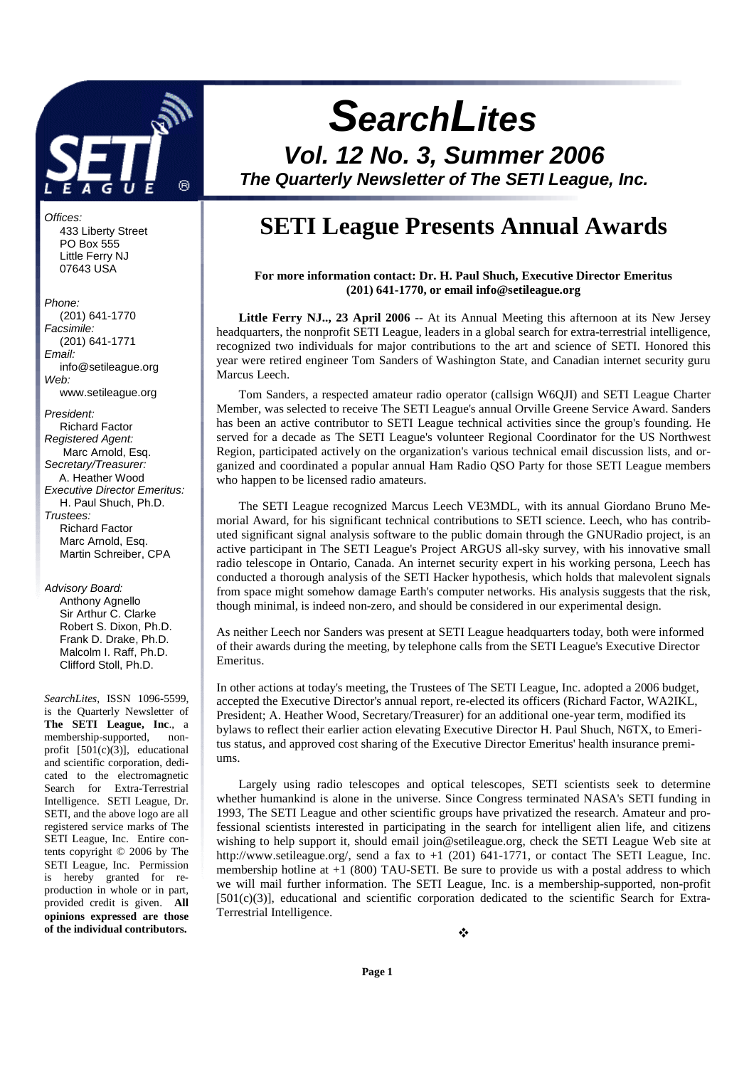# SearchLites

## Vol. 12 No. 3, Summer 2006

### The Quarterly Newsletter of The SETI League, Inc.

*Offices:*
433 Liberty Street
PO Box 555
Little Ferry NJ
07643 USA

*Phone:*
(201) 641-1770
*Facsimile:*
(201) 641-1771
*Email:*
info@setileague.org
*Web:*
www.setileague.org

*President:*
Richard Factor
*Registered Agent:*
Marc Arnold, Esq.
*Secretary/Treasurer:*
A. Heather Wood
*Executive Director Emeritus:*
H. Paul Shuch, Ph.D.
*Trustees:*
Richard Factor
Marc Arnold, Esq.
Martin Schreiber, CPA

*Advisory Board:*
Anthony Agnello
Sir Arthur C. Clarke
Robert S. Dixon, Ph.D.
Frank D. Drake, Ph.D.
Malcolm I. Raff, Ph.D.
Clifford Stoll, Ph.D.

*SearchLites*, ISSN 1096-5599, is the Quarterly Newsletter of **The SETI League, Inc**., a membership-supported, nonprofit [501(c)(3)], educational and scientific corporation, dedicated to the electromagnetic Search for Extra-Terrestrial Intelligence. SETI League, Dr. SETI, and the above logo are all registered service marks of The SETI League, Inc. Entire contents copyright © 2006 by The SETI League, Inc. Permission is hereby granted for reproduction in whole or in part, provided credit is given. **All opinions expressed are those of the individual contributors.**

# SETI League Presents Annual Awards

**For more information contact: Dr. H. Paul Shuch, Executive Director Emeritus (201) 641-1770, or email info@setileague.org**

**Little Ferry NJ.., 23 April 2006** -- At its Annual Meeting this afternoon at its New Jersey headquarters, the nonprofit SETI League, leaders in a global search for extra-terrestrial intelligence, recognized two individuals for major contributions to the art and science of SETI. Honored this year were retired engineer Tom Sanders of Washington State, and Canadian internet security guru Marcus Leech.

Tom Sanders, a respected amateur radio operator (callsign W6QJI) and SETI League Charter Member, was selected to receive The SETI League's annual Orville Greene Service Award. Sanders has been an active contributor to SETI League technical activities since the group's founding. He served for a decade as The SETI League's volunteer Regional Coordinator for the US Northwest Region, participated actively on the organization's various technical email discussion lists, and organized and coordinated a popular annual Ham Radio QSO Party for those SETI League members who happen to be licensed radio amateurs.

The SETI League recognized Marcus Leech VE3MDL, with its annual Giordano Bruno Memorial Award, for his significant technical contributions to SETI science. Leech, who has contributed significant signal analysis software to the public domain through the GNURadio project, is an active participant in The SETI League's Project ARGUS all-sky survey, with his innovative small radio telescope in Ontario, Canada. An internet security expert in his working persona, Leech has conducted a thorough analysis of the SETI Hacker hypothesis, which holds that malevolent signals from space might somehow damage Earth's computer networks. His analysis suggests that the risk, though minimal, is indeed non-zero, and should be considered in our experimental design.

As neither Leech nor Sanders was present at SETI League headquarters today, both were informed of their awards during the meeting, by telephone calls from the SETI League's Executive Director Emeritus.

In other actions at today's meeting, the Trustees of The SETI League, Inc. adopted a 2006 budget, accepted the Executive Director's annual report, re-elected its officers (Richard Factor, WA2IKL, President; A. Heather Wood, Secretary/Treasurer) for an additional one-year term, modified its bylaws to reflect their earlier action elevating Executive Director H. Paul Shuch, N6TX, to Emeritus status, and approved cost sharing of the Executive Director Emeritus' health insurance premiums.

Largely using radio telescopes and optical telescopes, SETI scientists seek to determine whether humankind is alone in the universe. Since Congress terminated NASA's SETI funding in 1993, The SETI League and other scientific groups have privatized the research. Amateur and professional scientists interested in participating in the search for intelligent alien life, and citizens wishing to help support it, should email join@setileague.org, check the SETI League Web site at http://www.setileague.org/, send a fax to +1 (201) 641-1771, or contact The SETI League, Inc. membership hotline at +1 (800) TAU-SETI. Be sure to provide us with a postal address to which we will mail further information. The SETI League, Inc. is a membership-supported, non-profit [501(c)(3)], educational and scientific corporation dedicated to the scientific Search for Extra-Terrestrial Intelligence.

❖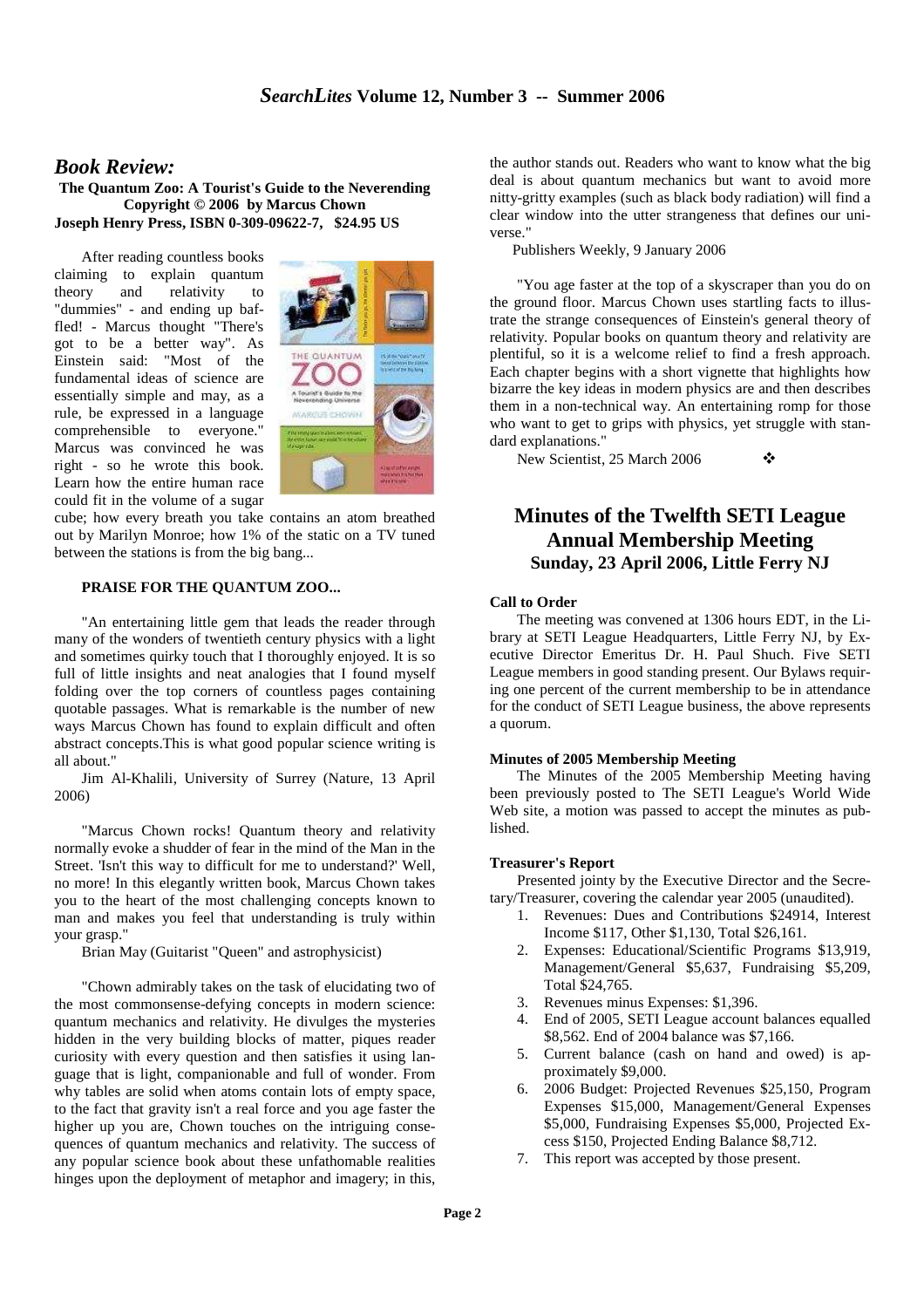## *Book Review:*

**The Quantum Zoo: A Tourist's Guide to the Neverending Copyright © 2006 by Marcus Chown Joseph Henry Press, ISBN 0-309-09622-7, $24.95 US**

After reading countless books claiming to explain quantum theory and relativity to "dummies" - and ending up baffled! - Marcus thought "There's got to be a better way". As Einstein said: "Most of the fundamental ideas of science are essentially simple and may, as a rule, be expressed in a language comprehensible to everyone." Marcus was convinced he was right - so he wrote this book. Learn how the entire human race could fit in the volume of a sugar cube; how every breath you take contains an atom breathed out by Marilyn Monroe; how 1% of the static on a TV tuned between the stations is from the big bang...

**PRAISE FOR THE QUANTUM ZOO...**

"An entertaining little gem that leads the reader through many of the wonders of twentieth century physics with a light and sometimes quirky touch that I thoroughly enjoyed. It is so full of little insights and neat analogies that I found myself folding over the top corners of countless pages containing quotable passages. What is remarkable is the number of new ways Marcus Chown has found to explain difficult and often abstract concepts.This is what good popular science writing is all about."

Jim Al-Khalili, University of Surrey (Nature, 13 April 2006)

"Marcus Chown rocks! Quantum theory and relativity normally evoke a shudder of fear in the mind of the Man in the Street. 'Isn't this way to difficult for me to understand?' Well, no more! In this elegantly written book, Marcus Chown takes you to the heart of the most challenging concepts known to man and makes you feel that understanding is truly within your grasp."

Brian May (Guitarist "Queen" and astrophysicist)

"Chown admirably takes on the task of elucidating two of the most commonsense-defying concepts in modern science: quantum mechanics and relativity. He divulges the mysteries hidden in the very building blocks of matter, piques reader curiosity with every question and then satisfies it using language that is light, companionable and full of wonder. From why tables are solid when atoms contain lots of empty space, to the fact that gravity isn't a real force and you age faster the higher up you are, Chown touches on the intriguing consequences of quantum mechanics and relativity. The success of any popular science book about these unfathomable realities hinges upon the deployment of metaphor and imagery; in this, the author stands out. Readers who want to know what the big deal is about quantum mechanics but want to avoid more nitty-gritty examples (such as black body radiation) will find a clear window into the utter strangeness that defines our universe."

Publishers Weekly, 9 January 2006

"You age faster at the top of a skyscraper than you do on the ground floor. Marcus Chown uses startling facts to illustrate the strange consequences of Einstein's general theory of relativity. Popular books on quantum theory and relativity are plentiful, so it is a welcome relief to find a fresh approach. Each chapter begins with a short vignette that highlights how bizarre the key ideas in modern physics are and then describes them in a non-technical way. An entertaining romp for those who want to get to grips with physics, yet struggle with standard explanations."

New Scientist, 25 March 2006 ❖

## Minutes of the Twelfth SETI League Annual Membership Meeting

### Sunday, 23 April 2006, Little Ferry NJ

**Call to Order**

The meeting was convened at 1306 hours EDT, in the Library at SETI League Headquarters, Little Ferry NJ, by Executive Director Emeritus Dr. H. Paul Shuch. Five SETI League members in good standing present. Our Bylaws requiring one percent of the current membership to be in attendance for the conduct of SETI League business, the above represents a quorum.

**Minutes of 2005 Membership Meeting**

The Minutes of the 2005 Membership Meeting having been previously posted to The SETI League's World Wide Web site, a motion was passed to accept the minutes as published.

**Treasurer's Report**

Presented jointy by the Executive Director and the Secretary/Treasurer, covering the calendar year 2005 (unaudited).

1. Revenues: Dues and Contributions $24914, Interest Income $117, Other $1,130, Total $26,161.
2. Expenses: Educational/Scientific Programs $13,919, Management/General $5,637, Fundraising $5,209, Total $24,765.
3. Revenues minus Expenses: $1,396.
4. End of 2005, SETI League account balances equalled $8,562. End of 2004 balance was $7,166.
5. Current balance (cash on hand and owed) is approximately $9,000.
6. 2006 Budget: Projected Revenues $25,150, Program Expenses $15,000, Management/General Expenses $5,000, Fundraising Expenses $5,000, Projected Excess $150, Projected Ending Balance $8,712.
7. This report was accepted by those present.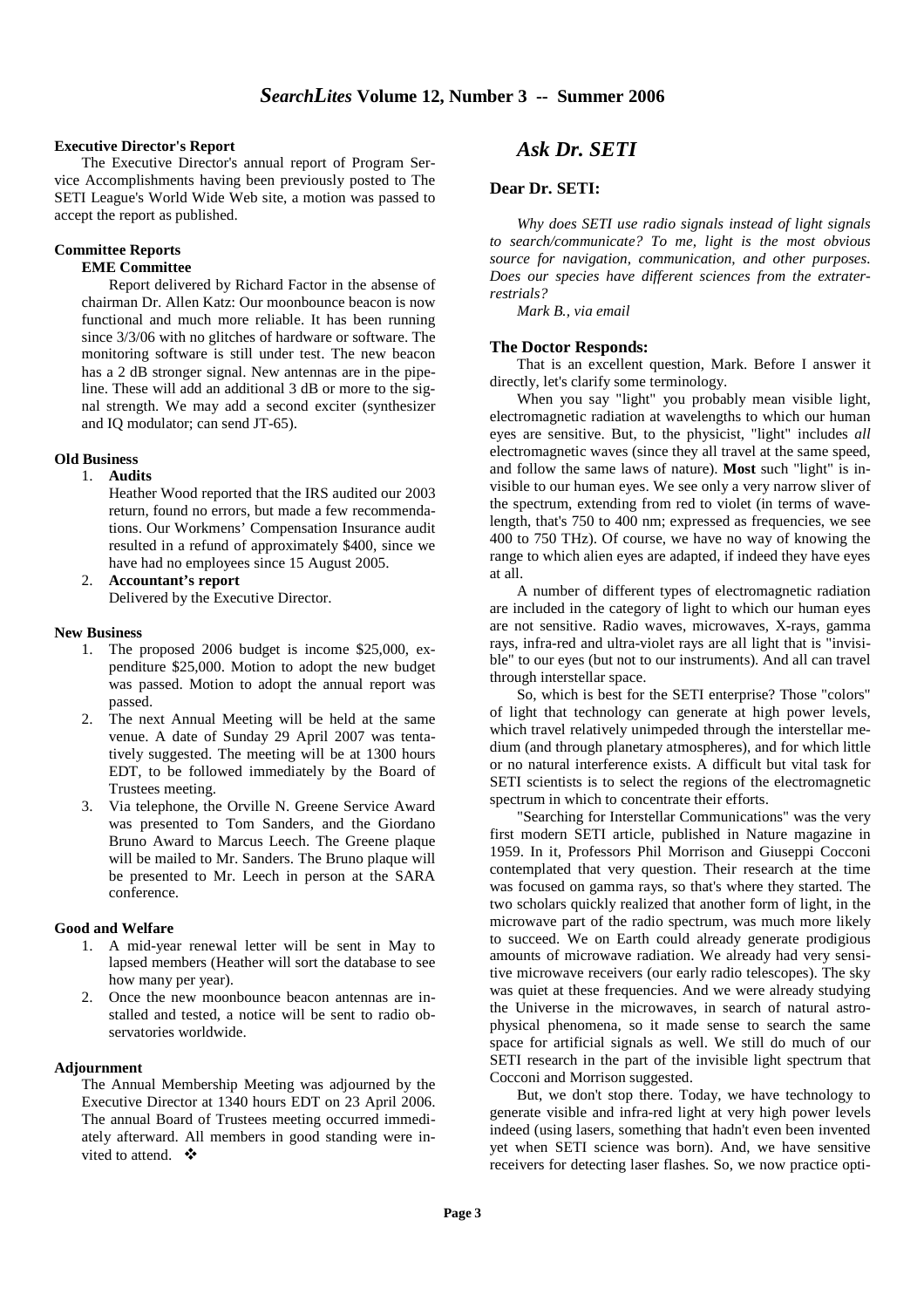**Executive Director's Report**

The Executive Director's annual report of Program Service Accomplishments having been previously posted to The SETI League's World Wide Web site, a motion was passed to accept the report as published.

**Committee Reports**

**EME Committee**

Report delivered by Richard Factor in the absense of chairman Dr. Allen Katz: Our moonbounce beacon is now functional and much more reliable. It has been running since 3/3/06 with no glitches of hardware or software. The monitoring software is still under test. The new beacon has a 2 dB stronger signal. New antennas are in the pipeline. These will add an additional 3 dB or more to the signal strength. We may add a second exciter (synthesizer and IQ modulator; can send JT-65).

**Old Business**

1. **Audits**
   Heather Wood reported that the IRS audited our 2003 return, found no errors, but made a few recommendations. Our Workmens' Compensation Insurance audit resulted in a refund of approximately $400, since we have had no employees since 15 August 2005.
2. **Accountant's report**
   Delivered by the Executive Director.

**New Business**

1. The proposed 2006 budget is income $25,000, expenditure $25,000. Motion to adopt the new budget was passed. Motion to adopt the annual report was passed.
2. The next Annual Meeting will be held at the same venue. A date of Sunday 29 April 2007 was tentatively suggested. The meeting will be at 1300 hours EDT, to be followed immediately by the Board of Trustees meeting.
3. Via telephone, the Orville N. Greene Service Award was presented to Tom Sanders, and the Giordano Bruno Award to Marcus Leech. The Greene plaque will be mailed to Mr. Sanders. The Bruno plaque will be presented to Mr. Leech in person at the SARA conference.

**Good and Welfare**

1. A mid-year renewal letter will be sent in May to lapsed members (Heather will sort the database to see how many per year).
2. Once the new moonbounce beacon antennas are installed and tested, a notice will be sent to radio observatories worldwide.

**Adjournment**

The Annual Membership Meeting was adjourned by the Executive Director at 1340 hours EDT on 23 April 2006. The annual Board of Trustees meeting occurred immediately afterward. All members in good standing were invited to attend. ❖

## *Ask Dr. SETI*

**Dear Dr. SETI:**

*Why does SETI use radio signals instead of light signals to search/communicate? To me, light is the most obvious source for navigation, communication, and other purposes. Does our species have different sciences from the extraterrestrials?*

*Mark B., via email*

**The Doctor Responds:**

That is an excellent question, Mark. Before I answer it directly, let's clarify some terminology.

When you say "light" you probably mean visible light, electromagnetic radiation at wavelengths to which our human eyes are sensitive. But, to the physicist, "light" includes *all* electromagnetic waves (since they all travel at the same speed, and follow the same laws of nature). **Most** such "light" is invisible to our human eyes. We see only a very narrow sliver of the spectrum, extending from red to violet (in terms of wavelength, that's 750 to 400 nm; expressed as frequencies, we see 400 to 750 THz). Of course, we have no way of knowing the range to which alien eyes are adapted, if indeed they have eyes at all.

A number of different types of electromagnetic radiation are included in the category of light to which our human eyes are not sensitive. Radio waves, microwaves, X-rays, gamma rays, infra-red and ultra-violet rays are all light that is "invisible" to our eyes (but not to our instruments). And all can travel through interstellar space.

So, which is best for the SETI enterprise? Those "colors" of light that technology can generate at high power levels, which travel relatively unimpeded through the interstellar medium (and through planetary atmospheres), and for which little or no natural interference exists. A difficult but vital task for SETI scientists is to select the regions of the electromagnetic spectrum in which to concentrate their efforts.

"Searching for Interstellar Communications" was the very first modern SETI article, published in Nature magazine in 1959. In it, Professors Phil Morrison and Giuseppi Cocconi contemplated that very question. Their research at the time was focused on gamma rays, so that's where they started. The two scholars quickly realized that another form of light, in the microwave part of the radio spectrum, was much more likely to succeed. We on Earth could already generate prodigious amounts of microwave radiation. We already had very sensitive microwave receivers (our early radio telescopes). The sky was quiet at these frequencies. And we were already studying the Universe in the microwaves, in search of natural astrophysical phenomena, so it made sense to search the same space for artificial signals as well. We still do much of our SETI research in the part of the invisible light spectrum that Cocconi and Morrison suggested.

But, we don't stop there. Today, we have technology to generate visible and infra-red light at very high power levels indeed (using lasers, something that hadn't even been invented yet when SETI science was born). And, we have sensitive receivers for detecting laser flashes. So, we now practice opti-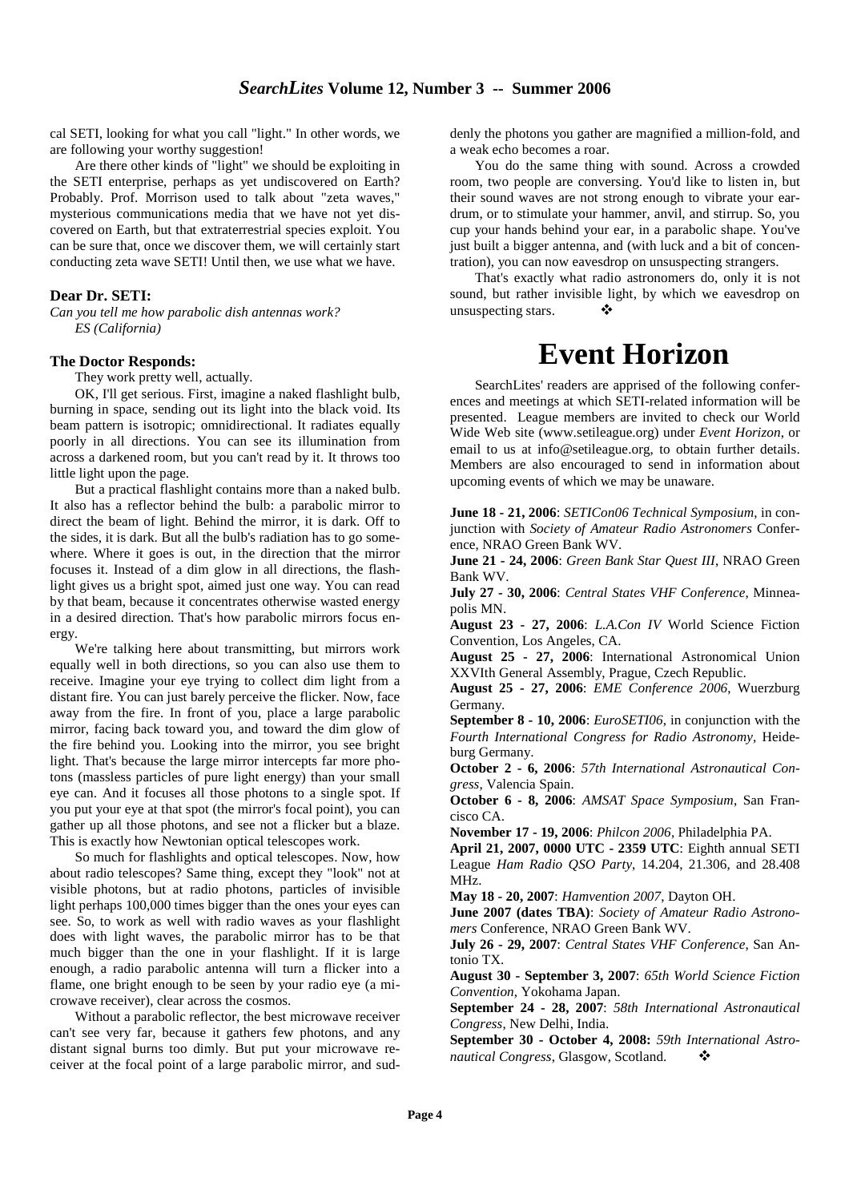cal SETI, looking for what you call "light." In other words, we are following your worthy suggestion!

Are there other kinds of "light" we should be exploiting in the SETI enterprise, perhaps as yet undiscovered on Earth? Probably. Prof. Morrison used to talk about "zeta waves," mysterious communications media that we have not yet discovered on Earth, but that extraterrestrial species exploit. You can be sure that, once we discover them, we will certainly start conducting zeta wave SETI! Until then, we use what we have.

**Dear Dr. SETI:**

*Can you tell me how parabolic dish antennas work?*
*ES (California)*

**The Doctor Responds:**

They work pretty well, actually.

OK, I'll get serious. First, imagine a naked flashlight bulb, burning in space, sending out its light into the black void. Its beam pattern is isotropic; omnidirectional. It radiates equally poorly in all directions. You can see its illumination from across a darkened room, but you can't read by it. It throws too little light upon the page.

But a practical flashlight contains more than a naked bulb. It also has a reflector behind the bulb: a parabolic mirror to direct the beam of light. Behind the mirror, it is dark. Off to the sides, it is dark. But all the bulb's radiation has to go somewhere. Where it goes is out, in the direction that the mirror focuses it. Instead of a dim glow in all directions, the flashlight gives us a bright spot, aimed just one way. You can read by that beam, because it concentrates otherwise wasted energy in a desired direction. That's how parabolic mirrors focus energy.

We're talking here about transmitting, but mirrors work equally well in both directions, so you can also use them to receive. Imagine your eye trying to collect dim light from a distant fire. You can just barely perceive the flicker. Now, face away from the fire. In front of you, place a large parabolic mirror, facing back toward you, and toward the dim glow of the fire behind you. Looking into the mirror, you see bright light. That's because the large mirror intercepts far more photons (massless particles of pure light energy) than your small eye can. And it focuses all those photons to a single spot. If you put your eye at that spot (the mirror's focal point), you can gather up all those photons, and see not a flicker but a blaze. This is exactly how Newtonian optical telescopes work.

So much for flashlights and optical telescopes. Now, how about radio telescopes? Same thing, except they "look" not at visible photons, but at radio photons, particles of invisible light perhaps 100,000 times bigger than the ones your eyes can see. So, to work as well with radio waves as your flashlight does with light waves, the parabolic mirror has to be that much bigger than the one in your flashlight. If it is large enough, a radio parabolic antenna will turn a flicker into a flame, one bright enough to be seen by your radio eye (a microwave receiver), clear across the cosmos.

Without a parabolic reflector, the best microwave receiver can't see very far, because it gathers few photons, and any distant signal burns too dimly. But put your microwave receiver at the focal point of a large parabolic mirror, and suddenly the photons you gather are magnified a million-fold, and a weak echo becomes a roar.

You do the same thing with sound. Across a crowded room, two people are conversing. You'd like to listen in, but their sound waves are not strong enough to vibrate your eardrum, or to stimulate your hammer, anvil, and stirrup. So, you cup your hands behind your ear, in a parabolic shape. You've just built a bigger antenna, and (with luck and a bit of concentration), you can now eavesdrop on unsuspecting strangers.

That's exactly what radio astronomers do, only it is not sound, but rather invisible light, by which we eavesdrop on unsuspecting stars. ❖

# Event Horizon

SearchLites' readers are apprised of the following conferences and meetings at which SETI-related information will be presented. League members are invited to check our World Wide Web site (www.setileague.org) under *Event Horizon*, or email to us at info@setileague.org, to obtain further details. Members are also encouraged to send in information about upcoming events of which we may be unaware.

**June 18 - 21, 2006**: *SETICon06 Technical Symposium*, in conjunction with *Society of Amateur Radio Astronomers* Conference, NRAO Green Bank WV.

**June 21 - 24, 2006**: *Green Bank Star Quest III*, NRAO Green Bank WV.

**July 27 - 30, 2006**: *Central States VHF Conference*, Minneapolis MN.

**August 23 - 27, 2006**: *L.A.Con IV* World Science Fiction Convention, Los Angeles, CA.

**August 25 - 27, 2006**: International Astronomical Union XXVIth General Assembly, Prague, Czech Republic.

**August 25 - 27, 2006**: *EME Conference 2006*, Wuerzburg Germany.

**September 8 - 10, 2006**: *EuroSETI06*, in conjunction with the *Fourth International Congress for Radio Astronomy*, Heideburg Germany.

**October 2 - 6, 2006**: *57th International Astronautical Congress*, Valencia Spain.

**October 6 - 8, 2006**: *AMSAT Space Symposium*, San Francisco CA.

**November 17 - 19, 2006**: *Philcon 2006*, Philadelphia PA.

**April 21, 2007, 0000 UTC - 2359 UTC**: Eighth annual SETI League *Ham Radio QSO Party*, 14.204, 21.306, and 28.408 MHz.

**May 18 - 20, 2007**: *Hamvention 2007*, Dayton OH.

**June 2007 (dates TBA)**: *Society of Amateur Radio Astronomers* Conference, NRAO Green Bank WV.

**July 26 - 29, 2007**: *Central States VHF Conference*, San Antonio TX.

**August 30 - September 3, 2007**: *65th World Science Fiction Convention*, Yokohama Japan.

**September 24 - 28, 2007**: *58th International Astronautical Congress*, New Delhi, India.

**September 30 - October 4, 2008:** *59th International Astronautical Congress*, Glasgow, Scotland. ❖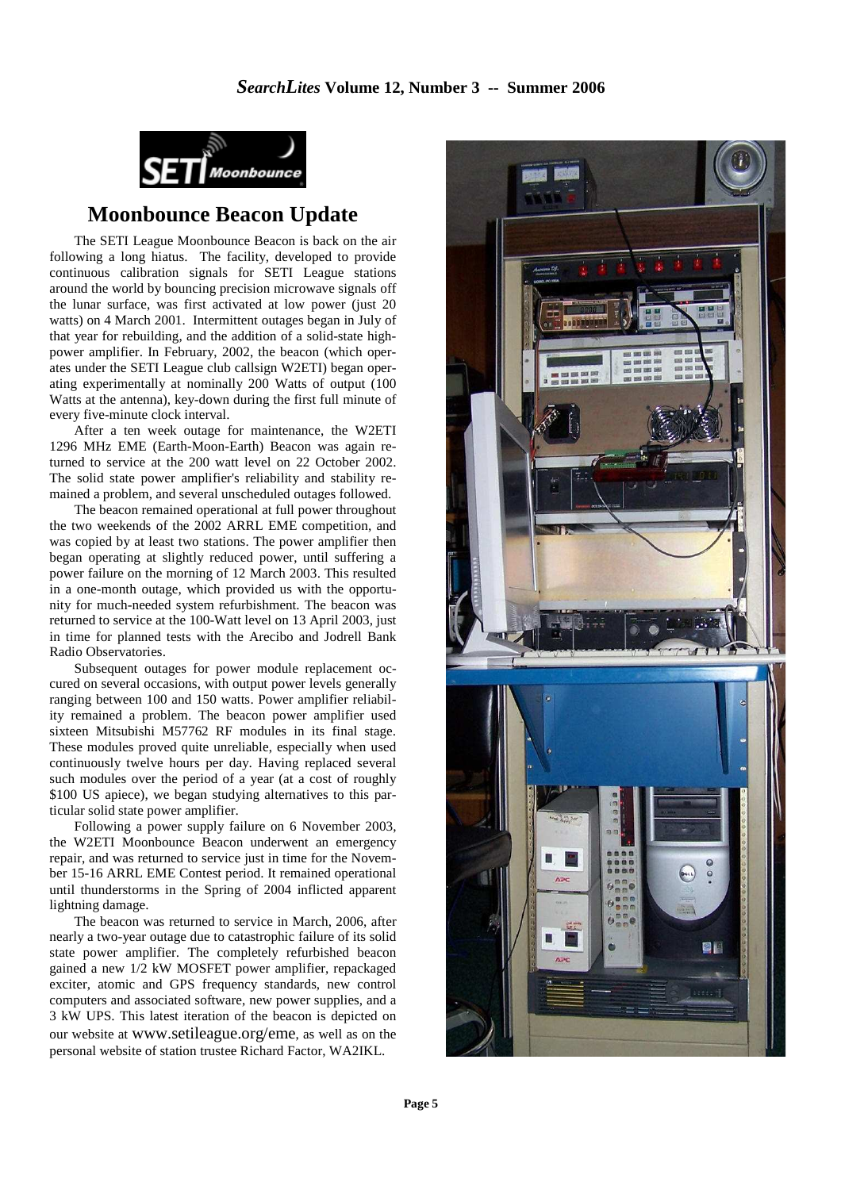## Moonbounce Beacon Update

The SETI League Moonbounce Beacon is back on the air following a long hiatus. The facility, developed to provide continuous calibration signals for SETI League stations around the world by bouncing precision microwave signals off the lunar surface, was first activated at low power (just 20 watts) on 4 March 2001. Intermittent outages began in July of that year for rebuilding, and the addition of a solid-state high-power amplifier. In February, 2002, the beacon (which operates under the SETI League club callsign W2ETI) began operating experimentally at nominally 200 Watts of output (100 Watts at the antenna), key-down during the first full minute of every five-minute clock interval.

After a ten week outage for maintenance, the W2ETI 1296 MHz EME (Earth-Moon-Earth) Beacon was again returned to service at the 200 watt level on 22 October 2002. The solid state power amplifier's reliability and stability remained a problem, and several unscheduled outages followed.

The beacon remained operational at full power throughout the two weekends of the 2002 ARRL EME competition, and was copied by at least two stations. The power amplifier then began operating at slightly reduced power, until suffering a power failure on the morning of 12 March 2003. This resulted in a one-month outage, which provided us with the opportunity for much-needed system refurbishment. The beacon was returned to service at the 100-Watt level on 13 April 2003, just in time for planned tests with the Arecibo and Jodrell Bank Radio Observatories.

Subsequent outages for power module replacement occured on several occasions, with output power levels generally ranging between 100 and 150 watts. Power amplifier reliability remained a problem. The beacon power amplifier used sixteen Mitsubishi M57762 RF modules in its final stage. These modules proved quite unreliable, especially when used continuously twelve hours per day. Having replaced several such modules over the period of a year (at a cost of roughly \$100 US apiece), we began studying alternatives to this particular solid state power amplifier.

Following a power supply failure on 6 November 2003, the W2ETI Moonbounce Beacon underwent an emergency repair, and was returned to service just in time for the November 15-16 ARRL EME Contest period. It remained operational until thunderstorms in the Spring of 2004 inflicted apparent lightning damage.

The beacon was returned to service in March, 2006, after nearly a two-year outage due to catastrophic failure of its solid state power amplifier. The completely refurbished beacon gained a new 1/2 kW MOSFET power amplifier, repackaged exciter, atomic and GPS frequency standards, new control computers and associated software, new power supplies, and a 3 kW UPS. This latest iteration of the beacon is depicted on our website at www.setileague.org/eme, as well as on the personal website of station trustee Richard Factor, WA2IKL.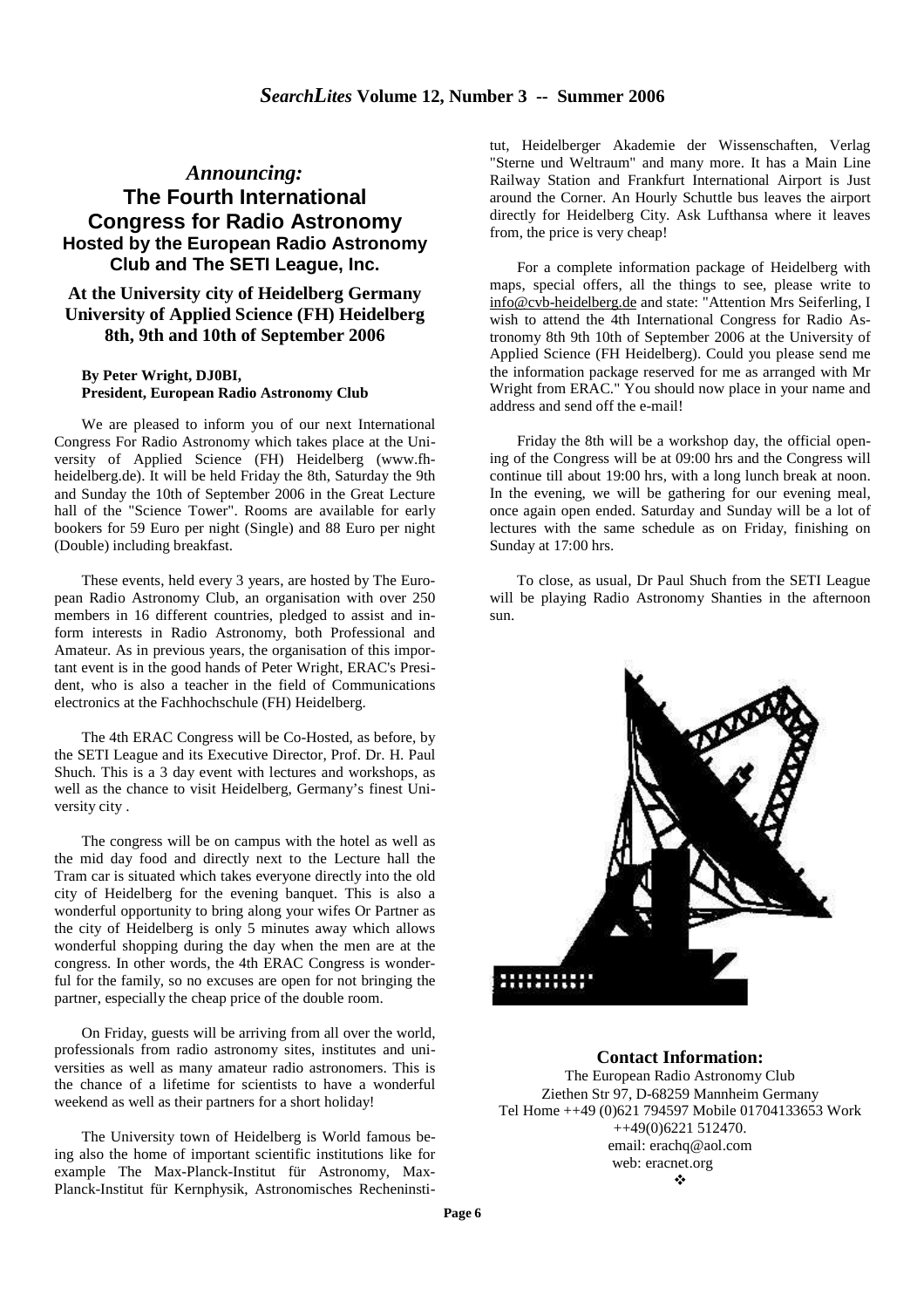# *Announcing:*
# The Fourth International Congress for Radio Astronomy

## Hosted by the European Radio Astronomy Club and The SETI League, Inc.

### At the University city of Heidelberg Germany University of Applied Science (FH) Heidelberg 8th, 9th and 10th of September 2006

**By Peter Wright, DJ0BI,**
**President, European Radio Astronomy Club**

We are pleased to inform you of our next International Congress For Radio Astronomy which takes place at the University of Applied Science (FH) Heidelberg (www.fh-heidelberg.de). It will be held Friday the 8th, Saturday the 9th and Sunday the 10th of September 2006 in the Great Lecture hall of the "Science Tower". Rooms are available for early bookers for 59 Euro per night (Single) and 88 Euro per night (Double) including breakfast.

These events, held every 3 years, are hosted by The European Radio Astronomy Club, an organisation with over 250 members in 16 different countries, pledged to assist and inform interests in Radio Astronomy, both Professional and Amateur. As in previous years, the organisation of this important event is in the good hands of Peter Wright, ERAC's President, who is also a teacher in the field of Communications electronics at the Fachhochschule (FH) Heidelberg.

The 4th ERAC Congress will be Co-Hosted, as before, by the SETI League and its Executive Director, Prof. Dr. H. Paul Shuch. This is a 3 day event with lectures and workshops, as well as the chance to visit Heidelberg, Germany's finest University city .

The congress will be on campus with the hotel as well as the mid day food and directly next to the Lecture hall the Tram car is situated which takes everyone directly into the old city of Heidelberg for the evening banquet. This is also a wonderful opportunity to bring along your wifes Or Partner as the city of Heidelberg is only 5 minutes away which allows wonderful shopping during the day when the men are at the congress. In other words, the 4th ERAC Congress is wonderful for the family, so no excuses are open for not bringing the partner, especially the cheap price of the double room.

On Friday, guests will be arriving from all over the world, professionals from radio astronomy sites, institutes and universities as well as many amateur radio astronomers. This is the chance of a lifetime for scientists to have a wonderful weekend as well as their partners for a short holiday!

The University town of Heidelberg is World famous being also the home of important scientific institutions like for example The Max-Planck-Institut für Astronomy, Max-Planck-Institut für Kernphysik, Astronomisches Recheninstitut, Heidelberger Akademie der Wissenschaften, Verlag "Sterne und Weltraum" and many more. It has a Main Line Railway Station and Frankfurt International Airport is Just around the Corner. An Hourly Schuttle bus leaves the airport directly for Heidelberg City. Ask Lufthansa where it leaves from, the price is very cheap!

For a complete information package of Heidelberg with maps, special offers, all the things to see, please write to info@cvb-heidelberg.de and state: "Attention Mrs Seiferling, I wish to attend the 4th International Congress for Radio Astronomy 8th 9th 10th of September 2006 at the University of Applied Science (FH Heidelberg). Could you please send me the information package reserved for me as arranged with Mr Wright from ERAC." You should now place in your name and address and send off the e-mail!

Friday the 8th will be a workshop day, the official opening of the Congress will be at 09:00 hrs and the Congress will continue till about 19:00 hrs, with a long lunch break at noon. In the evening, we will be gathering for our evening meal, once again open ended. Saturday and Sunday will be a lot of lectures with the same schedule as on Friday, finishing on Sunday at 17:00 hrs.

To close, as usual, Dr Paul Shuch from the SETI League will be playing Radio Astronomy Shanties in the afternoon sun.

**Contact Information:**

The European Radio Astronomy Club
Ziethen Str 97, D-68259 Mannheim Germany
Tel Home ++49 (0)621 794597 Mobile 01704133653 Work ++49(0)6221 512470.
email: erachq@aol.com
web: eracnet.org

❖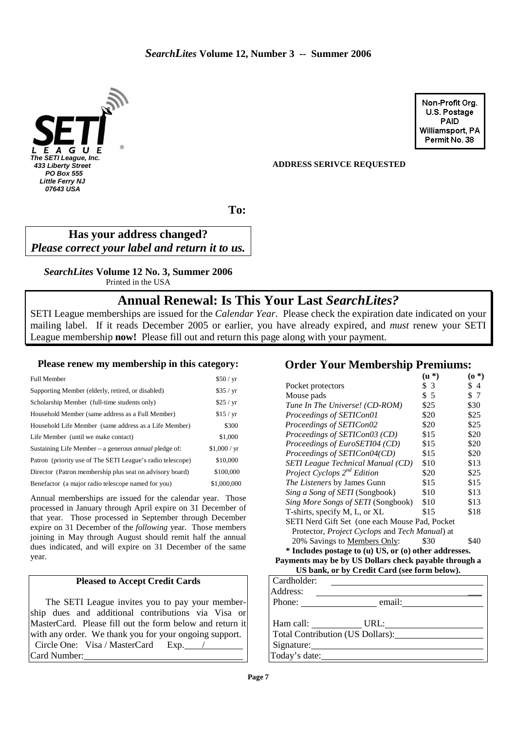The SETI League, Inc.
433 Liberty Street
PO Box 555
Little Ferry NJ
07643 USA

Non-Profit Org.
U.S. Postage
PAID
Williamsport, PA
Permit No. 38

**ADDRESS SERIVCE REQUESTED**

**To:**

**Has your address changed?**
***Please correct your label and return it to us.***

***SearchLites* Volume 12 No. 3, Summer 2006**
Printed in the USA

# Annual Renewal: Is This Your Last *SearchLites?*

SETI League memberships are issued for the *Calendar Year*. Please check the expiration date indicated on your mailing label. If it reads December 2005 or earlier, you have already expired, and *must* renew your SETI League membership **now!** Please fill out and return this page along with your payment.

## Please renew my membership in this category:

| | |
|---|---|
| Full Member | $50 / yr |
| Supporting Member (elderly, retired, or disabled) | $35 / yr |
| Scholarship Member (full-time students only) | $25 / yr |
| Household Member (same address as a Full Member) | $15 / yr |
| Household Life Member (same address as a Life Member) | $300 |
| Life Member (until we make contact) | $1,000 |
| Sustaining Life Member – a generous *annual* pledge of: | $1,000 / yr |
| Patron (priority use of The SETI League's radio telescope) | $10,000 |
| Director (Patron membership plus seat on advisory board) | $100,000 |
| Benefactor (a major radio telescope named for you) | $1,000,000 |

Annual memberships are issued for the calendar year. Those processed in January through April expire on 31 December of that year. Those processed in September through December expire on 31 December of the *following* year. Those members joining in May through August should remit half the annual dues indicated, and will expire on 31 December of the same year.

### Pleased to Accept Credit Cards

The SETI League invites you to pay your membership dues and additional contributions via Visa or MasterCard. Please fill out the form below and return it with any order. We thank you for your ongoing support.

Circle One: Visa / MasterCard Exp. ____/________

Card Number: ______________________________

## Order Your Membership Premiums:

| | (u *) | (o *) |
|---|---|---|
| Pocket protectors | $ 3 | $ 4 |
| Mouse pads | $ 5 | $ 7 |
| *Tune In The Universe! (CD-ROM)* | $25 | $30 |
| *Proceedings of SETICon01* | $20 | $25 |
| *Proceedings of SETICon02* | $20 | $25 |
| *Proceedings of SETICon03 (CD)* | $15 | $20 |
| *Proceedings of EuroSETI04 (CD)* | $15 | $20 |
| *Proceedings of SETICon04(CD)* | $15 | $20 |
| *SETI League Technical Manual (CD)* | $10 | $13 |
| *Project Cyclops 2nd Edition* | $20 | $25 |
| *The Listeners* by James Gunn | $15 | $15 |
| *Sing a Song of SETI* (Songbook) | $10 | $13 |
| *Sing More Songs of SETI* (Songbook) | $10 | $13 |
| T-shirts, specify M, L, or XL | $15 | $18 |
| SETI Nerd Gift Set (one each Mouse Pad, Pocket Protector, *Project Cyclops* and *Tech Manual*) at 20% Savings to Members Only: | $30 | $40 |

**\* Includes postage to (u) US, or (o) other addresses.**

**Payments may be by US Dollars check payable through a US bank, or by Credit Card (see form below).**

Cardholder: ______________________________

Address: ______________________________

Phone: ______________ email: ______________

Ham call: ____________ URL: ______________

Total Contribution (US Dollars): ______________

Signature: ______________________________

Today's date: ______________________________